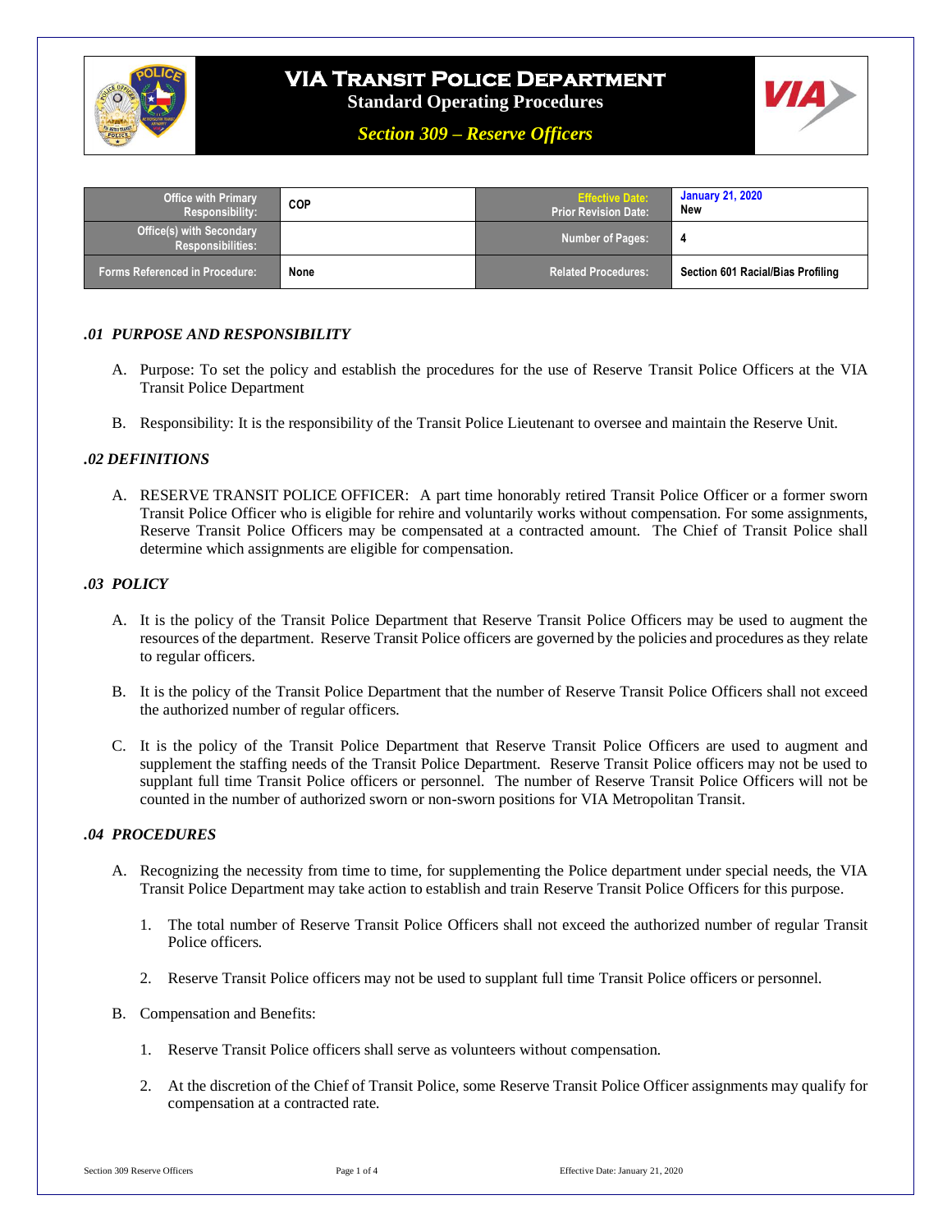# VIA Transit Police Department

**Standard Operating Procedures**

***Section 309 – Reserve Officers***

| Office with Primary Responsibility: | COP | Effective Date: Prior Revision Date: | January 21, 2020 New |
|---|---|---|---|
| Office(s) with Secondary Responsibilities: | | Number of Pages: | 4 |
| Forms Referenced in Procedure: | None | Related Procedures: | Section 601 Racial/Bias Profiling |

### *.01 PURPOSE AND RESPONSIBILITY*

A. Purpose: To set the policy and establish the procedures for the use of Reserve Transit Police Officers at the VIA Transit Police Department

B. Responsibility: It is the responsibility of the Transit Police Lieutenant to oversee and maintain the Reserve Unit.

### *.02 DEFINITIONS*

A. RESERVE TRANSIT POLICE OFFICER: A part time honorably retired Transit Police Officer or a former sworn Transit Police Officer who is eligible for rehire and voluntarily works without compensation. For some assignments, Reserve Transit Police Officers may be compensated at a contracted amount. The Chief of Transit Police shall determine which assignments are eligible for compensation.

### *.03 POLICY*

A. It is the policy of the Transit Police Department that Reserve Transit Police Officers may be used to augment the resources of the department. Reserve Transit Police officers are governed by the policies and procedures as they relate to regular officers.

B. It is the policy of the Transit Police Department that the number of Reserve Transit Police Officers shall not exceed the authorized number of regular officers.

C. It is the policy of the Transit Police Department that Reserve Transit Police Officers are used to augment and supplement the staffing needs of the Transit Police Department. Reserve Transit Police officers may not be used to supplant full time Transit Police officers or personnel. The number of Reserve Transit Police Officers will not be counted in the number of authorized sworn or non-sworn positions for VIA Metropolitan Transit.

### *.04 PROCEDURES*

A. Recognizing the necessity from time to time, for supplementing the Police department under special needs, the VIA Transit Police Department may take action to establish and train Reserve Transit Police Officers for this purpose.

   1. The total number of Reserve Transit Police Officers shall not exceed the authorized number of regular Transit Police officers.

   2. Reserve Transit Police officers may not be used to supplant full time Transit Police officers or personnel.

B. Compensation and Benefits:

   1. Reserve Transit Police officers shall serve as volunteers without compensation.

   2. At the discretion of the Chief of Transit Police, some Reserve Transit Police Officer assignments may qualify for compensation at a contracted rate.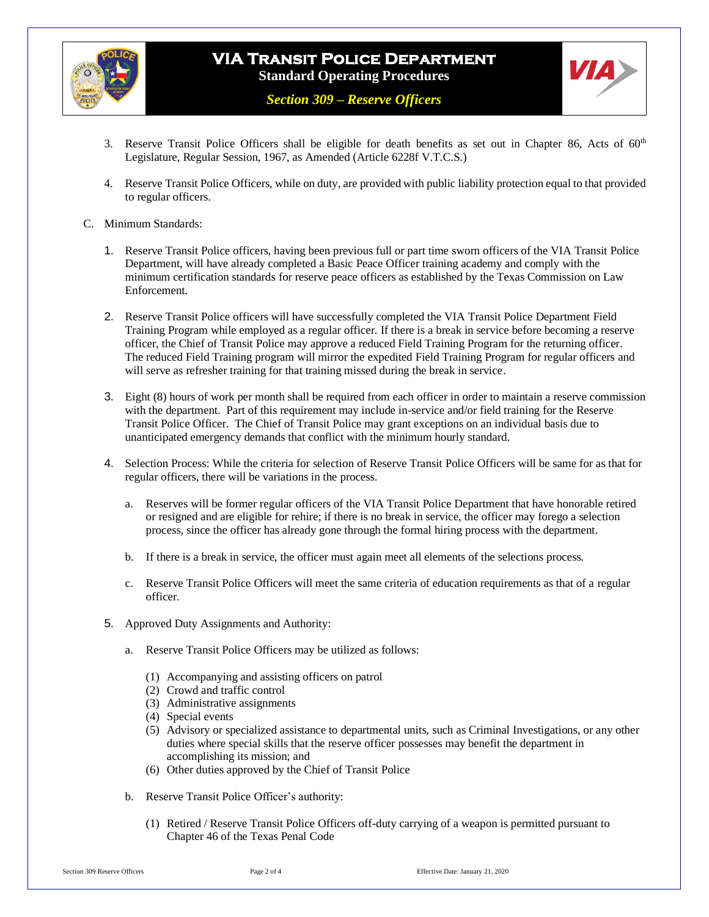3. Reserve Transit Police Officers shall be eligible for death benefits as set out in Chapter 86, Acts of 60th Legislature, Regular Session, 1967, as Amended (Article 6228f V.T.C.S.)

4. Reserve Transit Police Officers, while on duty, are provided with public liability protection equal to that provided to regular officers.

C. Minimum Standards:

1. Reserve Transit Police officers, having been previous full or part time sworn officers of the VIA Transit Police Department, will have already completed a Basic Peace Officer training academy and comply with the minimum certification standards for reserve peace officers as established by the Texas Commission on Law Enforcement.

2. Reserve Transit Police officers will have successfully completed the VIA Transit Police Department Field Training Program while employed as a regular officer. If there is a break in service before becoming a reserve officer, the Chief of Transit Police may approve a reduced Field Training Program for the returning officer. The reduced Field Training program will mirror the expedited Field Training Program for regular officers and will serve as refresher training for that training missed during the break in service.

3. Eight (8) hours of work per month shall be required from each officer in order to maintain a reserve commission with the department. Part of this requirement may include in-service and/or field training for the Reserve Transit Police Officer. The Chief of Transit Police may grant exceptions on an individual basis due to unanticipated emergency demands that conflict with the minimum hourly standard.

4. Selection Process: While the criteria for selection of Reserve Transit Police Officers will be same for as that for regular officers, there will be variations in the process.

   a. Reserves will be former regular officers of the VIA Transit Police Department that have honorable retired or resigned and are eligible for rehire; if there is no break in service, the officer may forego a selection process, since the officer has already gone through the formal hiring process with the department.

   b. If there is a break in service, the officer must again meet all elements of the selections process.

   c. Reserve Transit Police Officers will meet the same criteria of education requirements as that of a regular officer.

5. Approved Duty Assignments and Authority:

   a. Reserve Transit Police Officers may be utilized as follows:

      (1) Accompanying and assisting officers on patrol
      (2) Crowd and traffic control
      (3) Administrative assignments
      (4) Special events
      (5) Advisory or specialized assistance to departmental units, such as Criminal Investigations, or any other duties where special skills that the reserve officer possesses may benefit the department in accomplishing its mission; and
      (6) Other duties approved by the Chief of Transit Police

   b. Reserve Transit Police Officer's authority:

      (1) Retired / Reserve Transit Police Officers off-duty carrying of a weapon is permitted pursuant to Chapter 46 of the Texas Penal Code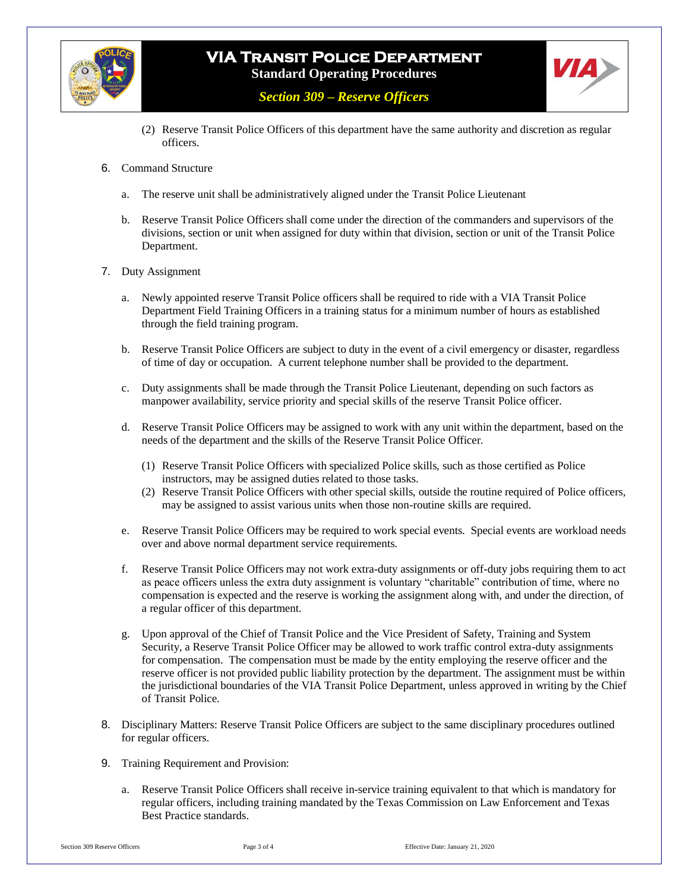(2) Reserve Transit Police Officers of this department have the same authority and discretion as regular officers.

6. Command Structure

   a. The reserve unit shall be administratively aligned under the Transit Police Lieutenant

   b. Reserve Transit Police Officers shall come under the direction of the commanders and supervisors of the divisions, section or unit when assigned for duty within that division, section or unit of the Transit Police Department.

7. Duty Assignment

   a. Newly appointed reserve Transit Police officers shall be required to ride with a VIA Transit Police Department Field Training Officers in a training status for a minimum number of hours as established through the field training program.

   b. Reserve Transit Police Officers are subject to duty in the event of a civil emergency or disaster, regardless of time of day or occupation. A current telephone number shall be provided to the department.

   c. Duty assignments shall be made through the Transit Police Lieutenant, depending on such factors as manpower availability, service priority and special skills of the reserve Transit Police officer.

   d. Reserve Transit Police Officers may be assigned to work with any unit within the department, based on the needs of the department and the skills of the Reserve Transit Police Officer.

      (1) Reserve Transit Police Officers with specialized Police skills, such as those certified as Police instructors, may be assigned duties related to those tasks.
      (2) Reserve Transit Police Officers with other special skills, outside the routine required of Police officers, may be assigned to assist various units when those non-routine skills are required.

   e. Reserve Transit Police Officers may be required to work special events. Special events are workload needs over and above normal department service requirements.

   f. Reserve Transit Police Officers may not work extra-duty assignments or off-duty jobs requiring them to act as peace officers unless the extra duty assignment is voluntary "charitable" contribution of time, where no compensation is expected and the reserve is working the assignment along with, and under the direction, of a regular officer of this department.

   g. Upon approval of the Chief of Transit Police and the Vice President of Safety, Training and System Security, a Reserve Transit Police Officer may be allowed to work traffic control extra-duty assignments for compensation. The compensation must be made by the entity employing the reserve officer and the reserve officer is not provided public liability protection by the department. The assignment must be within the jurisdictional boundaries of the VIA Transit Police Department, unless approved in writing by the Chief of Transit Police.

8. Disciplinary Matters: Reserve Transit Police Officers are subject to the same disciplinary procedures outlined for regular officers.

9. Training Requirement and Provision:

   a. Reserve Transit Police Officers shall receive in-service training equivalent to that which is mandatory for regular officers, including training mandated by the Texas Commission on Law Enforcement and Texas Best Practice standards.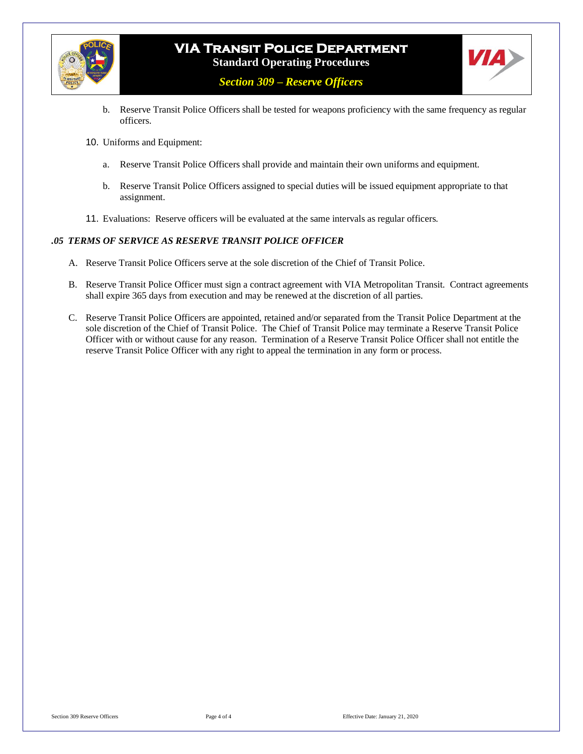b. Reserve Transit Police Officers shall be tested for weapons proficiency with the same frequency as regular officers.

10. Uniforms and Equipment:

    a. Reserve Transit Police Officers shall provide and maintain their own uniforms and equipment.

    b. Reserve Transit Police Officers assigned to special duties will be issued equipment appropriate to that assignment.

11. Evaluations: Reserve officers will be evaluated at the same intervals as regular officers.

### *.05 TERMS OF SERVICE AS RESERVE TRANSIT POLICE OFFICER*

A. Reserve Transit Police Officers serve at the sole discretion of the Chief of Transit Police.

B. Reserve Transit Police Officer must sign a contract agreement with VIA Metropolitan Transit. Contract agreements shall expire 365 days from execution and may be renewed at the discretion of all parties.

C. Reserve Transit Police Officers are appointed, retained and/or separated from the Transit Police Department at the sole discretion of the Chief of Transit Police. The Chief of Transit Police may terminate a Reserve Transit Police Officer with or without cause for any reason. Termination of a Reserve Transit Police Officer shall not entitle the reserve Transit Police Officer with any right to appeal the termination in any form or process.